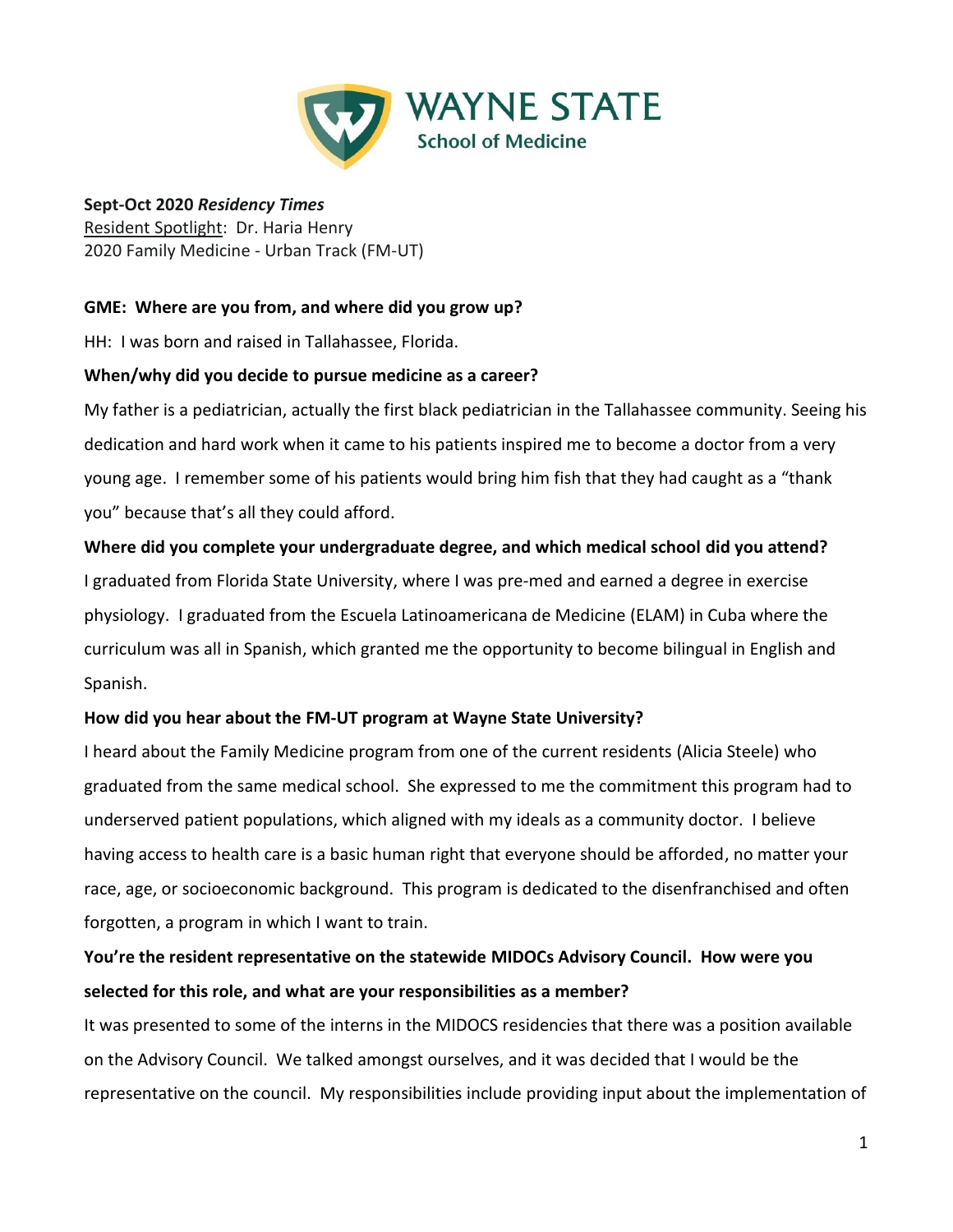WAYNE STATE
School of Medicine

**Sept-Oct 2020 *Residency Times***
Resident Spotlight: Dr. Haria Henry
2020 Family Medicine - Urban Track (FM-UT)

**GME: Where are you from, and where did you grow up?**

HH: I was born and raised in Tallahassee, Florida.

**When/why did you decide to pursue medicine as a career?**

My father is a pediatrician, actually the first black pediatrician in the Tallahassee community. Seeing his dedication and hard work when it came to his patients inspired me to become a doctor from a very young age. I remember some of his patients would bring him fish that they had caught as a "thank you" because that's all they could afford.

**Where did you complete your undergraduate degree, and which medical school did you attend?**

I graduated from Florida State University, where I was pre-med and earned a degree in exercise physiology. I graduated from the Escuela Latinoamericana de Medicine (ELAM) in Cuba where the curriculum was all in Spanish, which granted me the opportunity to become bilingual in English and Spanish.

**How did you hear about the FM-UT program at Wayne State University?**

I heard about the Family Medicine program from one of the current residents (Alicia Steele) who graduated from the same medical school. She expressed to me the commitment this program had to underserved patient populations, which aligned with my ideals as a community doctor. I believe having access to health care is a basic human right that everyone should be afforded, no matter your race, age, or socioeconomic background. This program is dedicated to the disenfranchised and often forgotten, a program in which I want to train.

**You're the resident representative on the statewide MIDOCs Advisory Council. How were you selected for this role, and what are your responsibilities as a member?**

It was presented to some of the interns in the MIDOCS residencies that there was a position available on the Advisory Council. We talked amongst ourselves, and it was decided that I would be the representative on the council. My responsibilities include providing input about the implementation of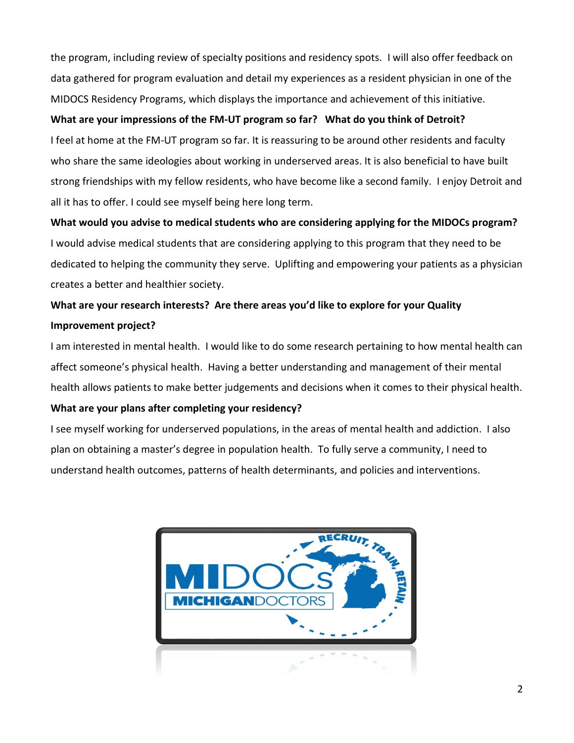the program, including review of specialty positions and residency spots. I will also offer feedback on data gathered for program evaluation and detail my experiences as a resident physician in one of the MIDOCS Residency Programs, which displays the importance and achievement of this initiative.

**What are your impressions of the FM-UT program so far? What do you think of Detroit?**

I feel at home at the FM-UT program so far. It is reassuring to be around other residents and faculty who share the same ideologies about working in underserved areas. It is also beneficial to have built strong friendships with my fellow residents, who have become like a second family. I enjoy Detroit and all it has to offer. I could see myself being here long term.

**What would you advise to medical students who are considering applying for the MIDOCs program?**

I would advise medical students that are considering applying to this program that they need to be dedicated to helping the community they serve. Uplifting and empowering your patients as a physician creates a better and healthier society.

**What are your research interests? Are there areas you'd like to explore for your Quality Improvement project?**

I am interested in mental health. I would like to do some research pertaining to how mental health can affect someone's physical health. Having a better understanding and management of their mental health allows patients to make better judgements and decisions when it comes to their physical health.

**What are your plans after completing your residency?**

I see myself working for underserved populations, in the areas of mental health and addiction. I also plan on obtaining a master's degree in population health. To fully serve a community, I need to understand health outcomes, patterns of health determinants, and policies and interventions.